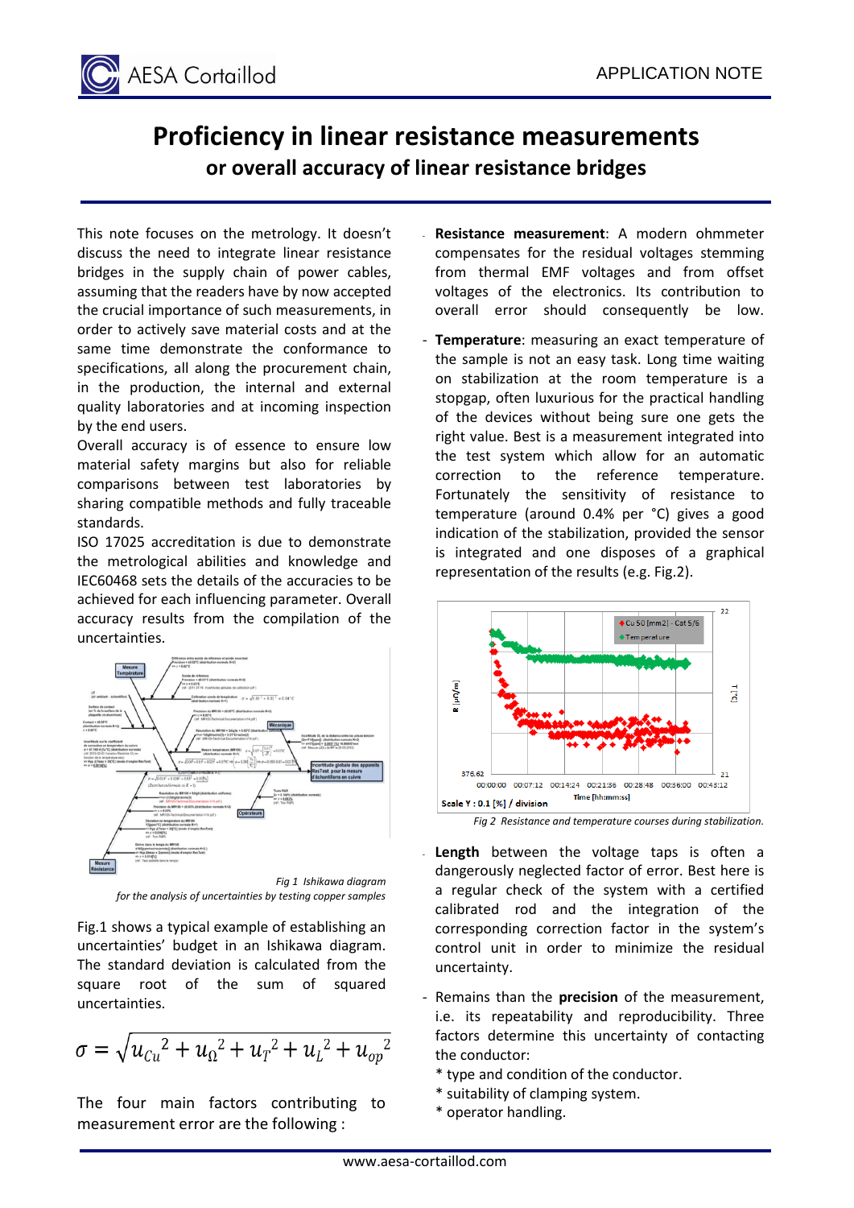# Proficiency in linear resistance measurements

## or overall accuracy of linear resistance bridges

This note focuses on the metrology. It doesn't discuss the need to integrate linear resistance bridges in the supply chain of power cables, assuming that the readers have by now accepted the crucial importance of such measurements, in order to actively save material costs and at the same time demonstrate the conformance to specifications, all along the procurement chain, in the production, the internal and external quality laboratories and at incoming inspection by the end users.

Overall accuracy is of essence to ensure low material safety margins but also for reliable comparisons between test laboratories by sharing compatible methods and fully traceable standards.

ISO 17025 accreditation is due to demonstrate the metrological abilities and knowledge and IEC60468 sets the details of the accuracies to be achieved for each influencing parameter. Overall accuracy results from the compilation of the uncertainties.

*Fig 1 Ishikawa diagram for the analysis of uncertainties by testing copper samples*

Fig.1 shows a typical example of establishing an uncertainties' budget in an Ishikawa diagram. The standard deviation is calculated from the square root of the sum of squared uncertainties.

$$\sigma = \sqrt{u_{Cu}^2 + u_{\Omega}^2 + u_T^2 + u_L^2 + u_{op}^2}$$

The four main factors contributing to measurement error are the following :

- **Resistance measurement**: A modern ohmmeter compensates for the residual voltages stemming from thermal EMF voltages and from offset voltages of the electronics. Its contribution to overall error should consequently be low.
- **Temperature**: measuring an exact temperature of the sample is not an easy task. Long time waiting on stabilization at the room temperature is a stopgap, often luxurious for the practical handling of the devices without being sure one gets the right value. Best is a measurement integrated into the test system which allow for an automatic correction to the reference temperature. Fortunately the sensitivity of resistance to temperature (around 0.4% per °C) gives a good indication of the stabilization, provided the sensor is integrated and one disposes of a graphical representation of the results (e.g. Fig.2).

*Fig 2 Resistance and temperature courses during stabilization.*

- **Length** between the voltage taps is often a dangerously neglected factor of error. Best here is a regular check of the system with a certified calibrated rod and the integration of the corresponding correction factor in the system's control unit in order to minimize the residual uncertainty.
- Remains than the **precision** of the measurement, i.e. its repeatability and reproducibility. Three factors determine this uncertainty of contacting the conductor:
  - * type and condition of the conductor.
  - * suitability of clamping system.
  - * operator handling.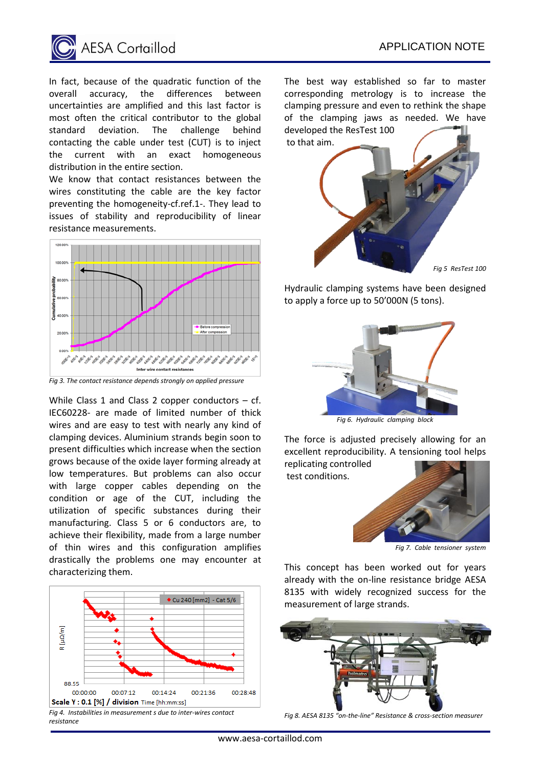In fact, because of the quadratic function of the overall accuracy, the differences between uncertainties are amplified and this last factor is most often the critical contributor to the global standard deviation. The challenge behind contacting the cable under test (CUT) is to inject the current with an exact homogeneous distribution in the entire section.

We know that contact resistances between the wires constituting the cable are the key factor preventing the homogeneity-cf.ref.1-. They lead to issues of stability and reproducibility of linear resistance measurements.

*Fig 3. The contact resistance depends strongly on applied pressure*

While Class 1 and Class 2 copper conductors – cf. IEC60228- are made of limited number of thick wires and are easy to test with nearly any kind of clamping devices. Aluminium strands begin soon to present difficulties which increase when the section grows because of the oxide layer forming already at low temperatures. But problems can also occur with large copper cables depending on the condition or age of the CUT, including the utilization of specific substances during their manufacturing. Class 5 or 6 conductors are, to achieve their flexibility, made from a large number of thin wires and this configuration amplifies drastically the problems one may encounter at characterizing them.

*Fig 4. Instabilities in measurement s due to inter-wires contact resistance*

The best way established so far to master corresponding metrology is to increase the clamping pressure and even to rethink the shape of the clamping jaws as needed. We have developed the ResTest 100 to that aim.

*Fig 5 ResTest 100*

Hydraulic clamping systems have been designed to apply a force up to 50'000N (5 tons).

*Fig 6. Hydraulic clamping block*

The force is adjusted precisely allowing for an excellent reproducibility. A tensioning tool helps replicating controlled test conditions.

*Fig 7. Cable tensioner system*

This concept has been worked out for years already with the on-line resistance bridge AESA 8135 with widely recognized success for the measurement of large strands.

*Fig 8. AESA 8135 "on-the-line" Resistance & cross-section measurer*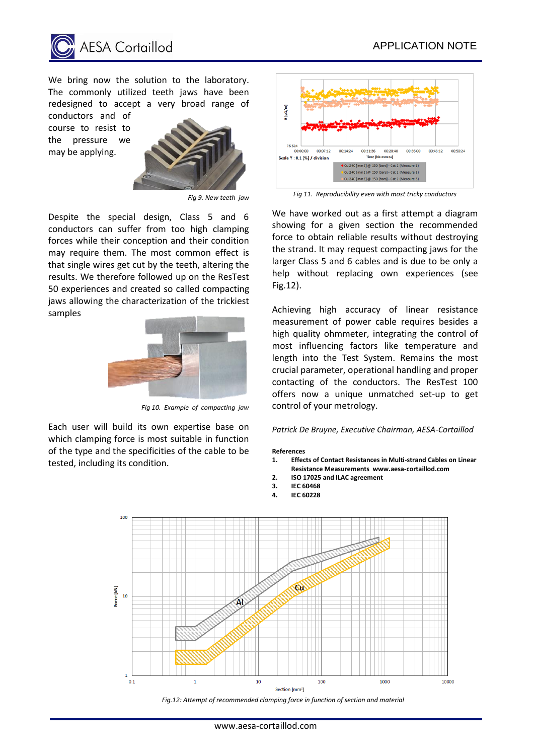We bring now the solution to the laboratory. The commonly utilized teeth jaws have been redesigned to accept a very broad range of conductors and of course to resist to the pressure we may be applying.

*Fig 9. New teeth jaw*

Despite the special design, Class 5 and 6 conductors can suffer from too high clamping forces while their conception and their condition may require them. The most common effect is that single wires get cut by the teeth, altering the results. We therefore followed up on the ResTest 50 experiences and created so called compacting jaws allowing the characterization of the trickiest samples

*Fig 10. Example of compacting jaw*

Each user will build its own expertise base on which clamping force is most suitable in function of the type and the specificities of the cable to be tested, including its condition.

R [µΩ/m]

75.524

00:00:00 00:07:12 00:14:24 00:21:36 00:28:48 00:36:00 00:43:12 00:50:24

Scale Y : 0.1 [%] / division

Time [hh:mm:ss]

Cu 240 [mm2] @ 150 [bars] - Cat 2 (Measure 1)

Cu 240 [mm2] @ 150 [bars] - Cat 2 (Measure 2)

Cu 240 [mm2] @ 150 [bars] - Cat 2 (Measure 3)

*Fig 11. Reproducibility even with most tricky conductors*

We have worked out as a first attempt a diagram showing for a given section the recommended force to obtain reliable results without destroying the strand. It may request compacting jaws for the larger Class 5 and 6 cables and is due to be only a help without replacing own experiences (see Fig.12).

Achieving high accuracy of linear resistance measurement of power cable requires besides a high quality ohmmeter, integrating the control of most influencing factors like temperature and length into the Test System. Remains the most crucial parameter, operational handling and proper contacting of the conductors. The ResTest 100 offers now a unique unmatched set-up to get control of your metrology.

*Patrick De Bruyne, Executive Chairman, AESA-Cortaillod*

**References**

1. **Effects of Contact Resistances in Multi-strand Cables on Linear Resistance Measurements www.aesa-cortaillod.com**
2. **ISO 17025 and ILAC agreement**
3. **IEC 60468**
4. **IEC 60228**

Force [kN]

100

10

1

0.1 1 10 100 1000 10000

Section [mm²]

Al

Cu

*Fig.12: Attempt of recommended clamping force in function of section and material*